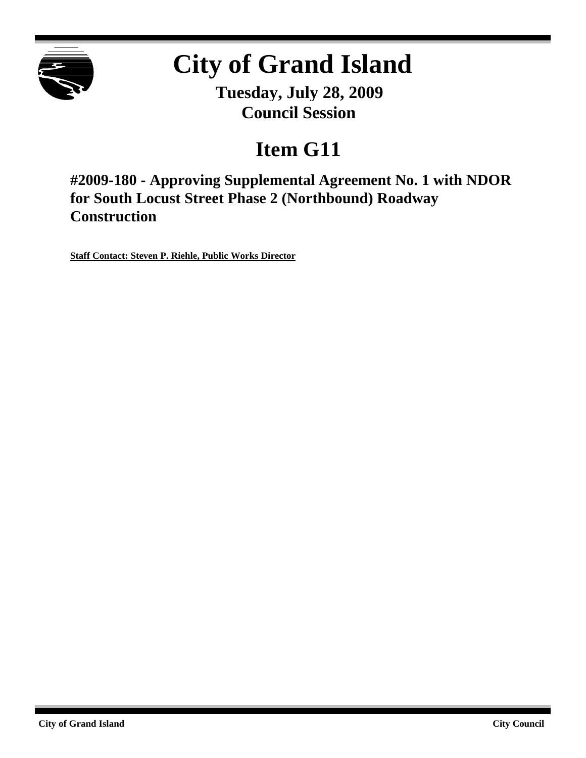# City of Grand Island

**Tuesday, July 28, 2009**
**Council Session**

## Item G11

### #2009-180 - Approving Supplemental Agreement No. 1 with NDOR for South Locust Street Phase 2 (Northbound) Roadway Construction

**Staff Contact: Steven P. Riehle, Public Works Director**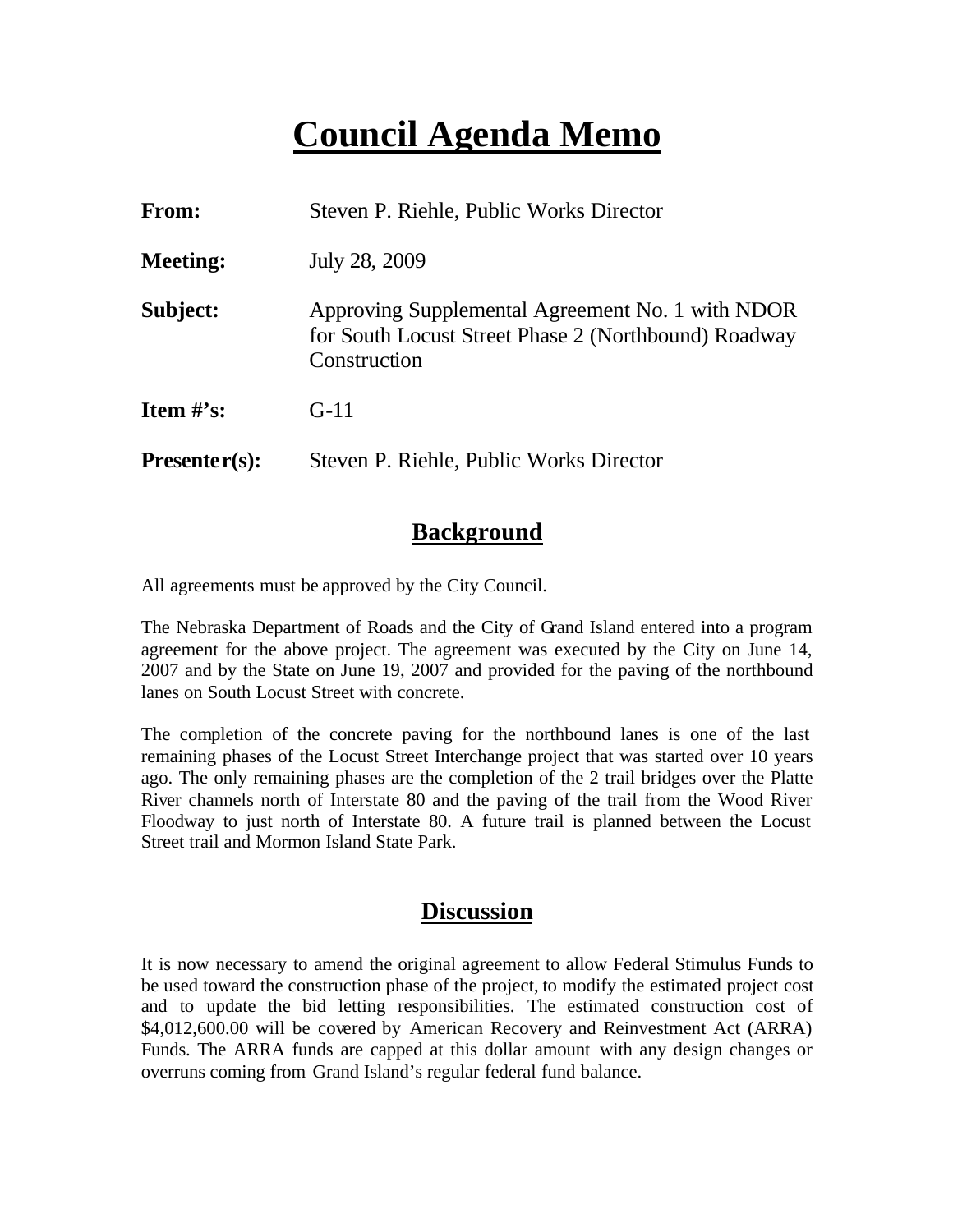# Council Agenda Memo

| | |
|---|---|
| **From:** | Steven P. Riehle, Public Works Director |
| **Meeting:** | July 28, 2009 |
| **Subject:** | Approving Supplemental Agreement No. 1 with NDOR for South Locust Street Phase 2 (Northbound) Roadway Construction |
| **Item #'s:** | G-11 |
| **Presenter(s):** | Steven P. Riehle, Public Works Director |

## Background

All agreements must be approved by the City Council.

The Nebraska Department of Roads and the City of Grand Island entered into a program agreement for the above project. The agreement was executed by the City on June 14, 2007 and by the State on June 19, 2007 and provided for the paving of the northbound lanes on South Locust Street with concrete.

The completion of the concrete paving for the northbound lanes is one of the last remaining phases of the Locust Street Interchange project that was started over 10 years ago. The only remaining phases are the completion of the 2 trail bridges over the Platte River channels north of Interstate 80 and the paving of the trail from the Wood River Floodway to just north of Interstate 80. A future trail is planned between the Locust Street trail and Mormon Island State Park.

## Discussion

It is now necessary to amend the original agreement to allow Federal Stimulus Funds to be used toward the construction phase of the project, to modify the estimated project cost and to update the bid letting responsibilities. The estimated construction cost of $4,012,600.00 will be covered by American Recovery and Reinvestment Act (ARRA) Funds. The ARRA funds are capped at this dollar amount with any design changes or overruns coming from Grand Island's regular federal fund balance.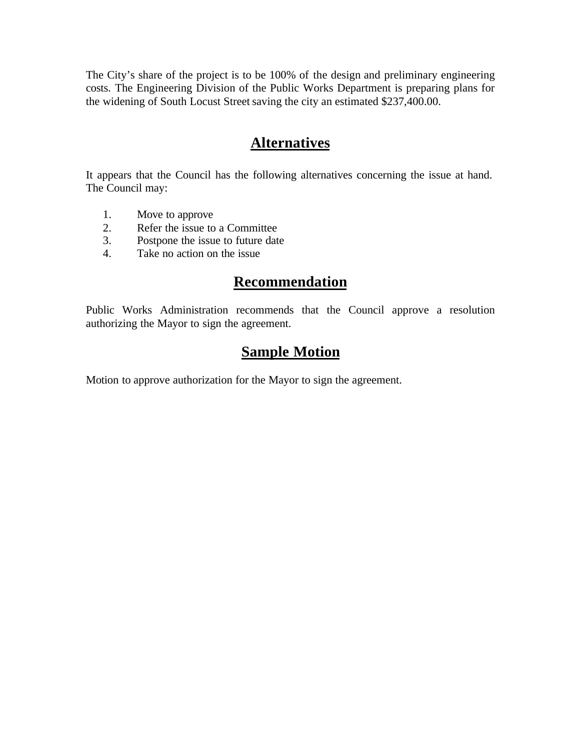The City's share of the project is to be 100% of the design and preliminary engineering costs. The Engineering Division of the Public Works Department is preparing plans for the widening of South Locust Street saving the city an estimated $237,400.00.

## Alternatives

It appears that the Council has the following alternatives concerning the issue at hand. The Council may:

1. Move to approve
2. Refer the issue to a Committee
3. Postpone the issue to future date
4. Take no action on the issue

## Recommendation

Public Works Administration recommends that the Council approve a resolution authorizing the Mayor to sign the agreement.

## Sample Motion

Motion to approve authorization for the Mayor to sign the agreement.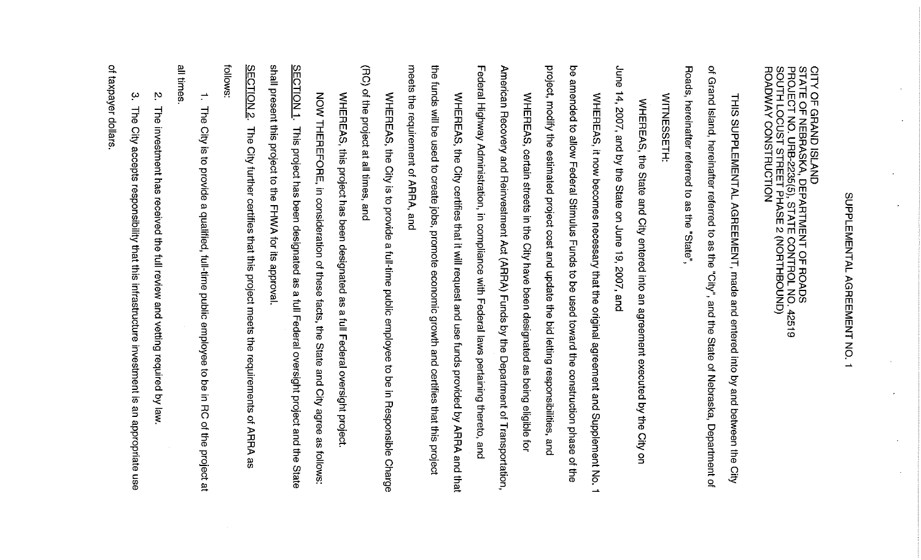# SUPPLEMENTAL AGREEMENT NO. 1

CITY OF GRAND ISLAND
STATE OF NEBRASKA, DEPARTMENT OF ROADS
PROJECT NO. URB-2235(5), STATE CONTROL NO. 42519
SOUTH LOCUST STREET PHASE 2 (NORTHBOUND)
ROADWAY CONSTRUCTION

THIS SUPPLEMENTAL AGREEMENT, made and entered into by and between the City of Grand Island, hereinafter referred to as the "City", and the State of Nebraska, Department of Roads, hereinafter referred to as the "State",

WITNESSETH:

WHEREAS, the State and City entered into an agreement executed by the City on June 14, 2007, and by the State on June 19, 2007, and

WHEREAS, it now becomes necessary that the original agreement and Supplement No. 1 be amended to allow Federal Stimulus Funds to be used toward the construction phase of the project, modify the estimated project cost and update the bid letting responsibilities, and

WHEREAS, certain streets in the City have been designated as being eligible for American Recovery and Reinvestment Act (ARRA) Funds by the Department of Transportation, Federal Highway Administration, in compliance with Federal laws pertaining thereto, and

WHEREAS, the City certifies that it will request and use funds provided by ARRA and that the funds will be used to create jobs, promote economic growth and certifies that this project meets the requirement of ARRA, and

WHEREAS, the City is to provide a full-time public employee to be in Responsible Charge (RC) of the project at all times, and

WHEREAS, this project has been designated as a full Federal oversight project.

NOW THEREFORE, in consideration of these facts, the State and City agree as follows:

<u>SECTION 1.</u> This project has been designated as a full Federal oversight project and the State shall present this project to the FHWA for its approval.

<u>SECTION 2.</u> The City further certifies that this project meets the requirements of ARRA as follows:

1. The City is to provide a qualified, full-time public employee to be in RC of the project at all times.
2. The investment has received the full review and vetting required by law.
3. The City accepts responsibility that this infrastructure investment is an appropriate use of taxpayer dollars.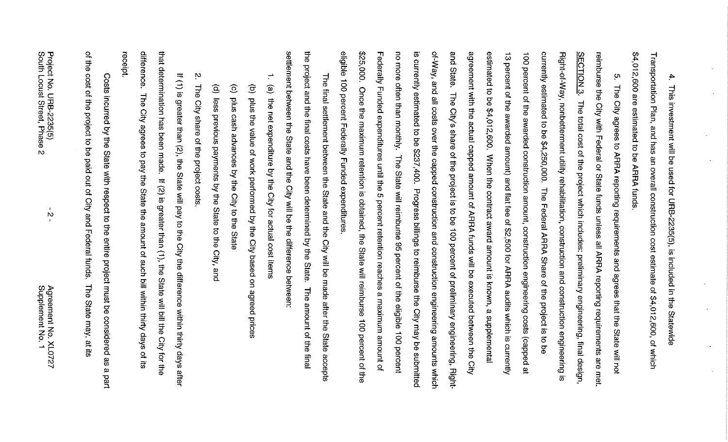4. This investment will be used for URB-2235(5), is included in the Statewide Transportation Plan, and has an overall construction cost estimate of $4,012,600, of which $4,012,600 are estimated to be ARRA funds.

5. The City agrees to ARRA reporting requirements and agrees that the State will not reimburse the City with Federal or State funds unless all ARRA reporting requirements are met.

<u>SECTION 3.</u> The total cost of the project which includes: preliminary engineering, final design, Right-of-Way, nonbetterment utility rehabilitation, construction and construction engineering is currently estimated to be $4,250,000. The Federal ARRA Share of the project is to be 100 percent of the awarded construction amount, construction engineering costs (capped at 13 percent of the awarded amount) and flat fee of $2,500 for ARRA audits which is currently estimated to be $4,012,600. When the contract award amount is known, a supplemental agreement with the actual capped amount of ARRA funds will be executed between the City and State. The City's share of the project is to be 100 percent of preliminary engineering, Right-of-Way, and all costs over the capped construction and construction engineering amounts which is currently estimated to be $237,400. Progress billings to reimburse the City may be submitted no more often than monthly. The State will reimburse 95 percent of the eligible 100 percent Federally Funded expenditures until the 5 percent retention reaches a maximum amount of $25,000. Once the maximum retention is obtained, the State will reimburse 100 percent of the eligible 100 percent Federally Funded expenditures.

The final settlement between the State and the City will be made after the State accepts the project and the final costs have been determined by the State. The amount of the final settlement between the State and the City will be the difference between:

1. (a) the net expenditure by the City for actual cost items
   (b) plus the value of work performed by the City based on agreed prices
   (c) plus cash advances by the City to the State
   (d) less previous payments by the State to the City, and
2. The City share of the project costs.

If (1) is greater than (2), the State will pay to the City the difference within thirty days after that determination has been made. If (2) is greater than (1), the State will bill the City for the difference. The City agrees to pay the State the amount of such bill within thirty days of its receipt.

Costs incurred by the State with respect to the entire project must be considered as a part of the cost of the project to be paid out of City and Federal funds. The State may, at its

Project No. URB-2235(5)
South Locust Street, Phase 2

Agreement No. XL0727
Supplement No. 1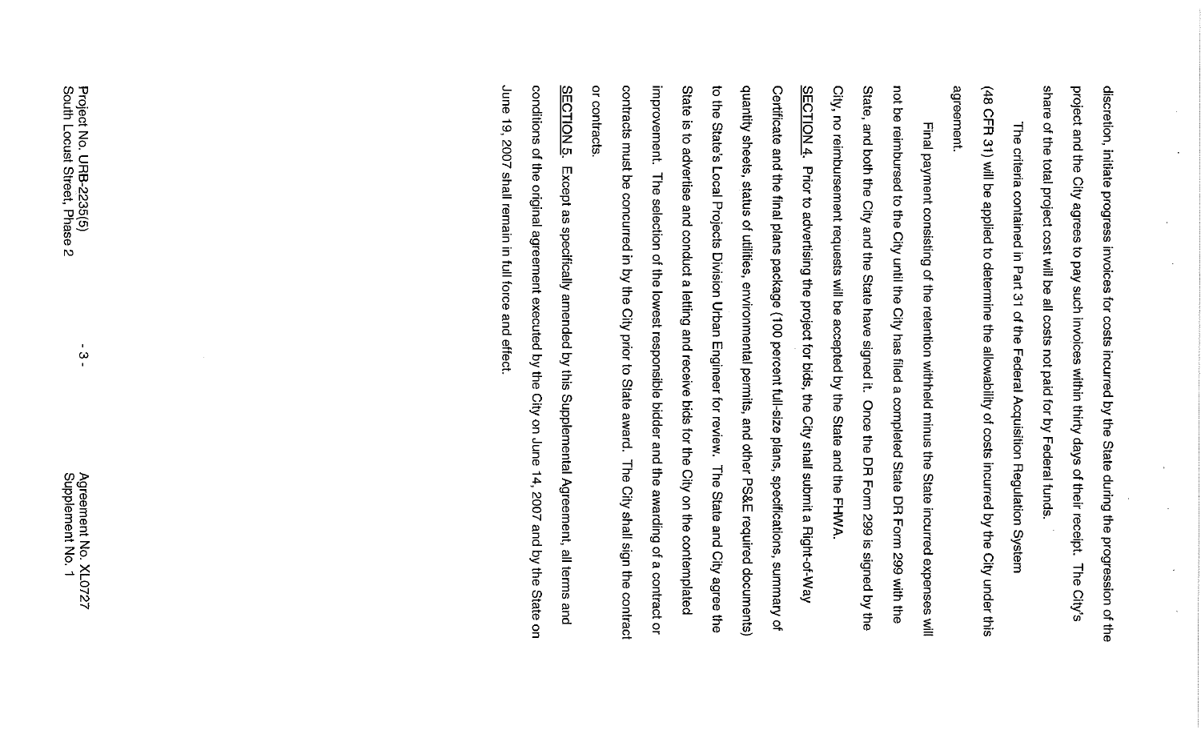discretion, initiate progress invoices for costs incurred by the State during the progression of the project and the City agrees to pay such invoices within thirty days of their receipt. The City's share of the total project cost will be all costs not paid for by Federal funds.

The criteria contained in Part 31 of the Federal Acquisition Regulation System (48 CFR 31) will be applied to determine the allowability of costs incurred by the City under this agreement.

Final payment consisting of the retention withheld minus the State incurred expenses will not be reimbursed to the City until the City has filed a completed State DR Form 299 with the State, and both the City and the State have signed it. Once the DR Form 299 is signed by the City, no reimbursement requests will be accepted by the State and the FHWA.

<u>SECTION 4.</u> Prior to advertising the project for bids, the City shall submit a Right-of-Way Certificate and the final plans package (100 percent full-size plans, specifications, summary of quantity sheets, status of utilities, environmental permits, and other PS&E required documents) to the State's Local Projects Division Urban Engineer for review. The State and City agree the State is to advertise and conduct a letting and receive bids for the City on the contemplated improvement. The selection of the lowest responsible bidder and the awarding of a contract or contracts must be concurred in by the City prior to State award. The City shall sign the contract or contracts.

<u>SECTION 5.</u> Except as specifically amended by this Supplemental Agreement, all terms and conditions of the original agreement executed by the City on June 14, 2007 and by the State on June 19, 2007 shall remain in full force and effect.

Project No. URB-2235(5)
South Locust Street, Phase 2

Agreement No. XL0727
Supplement No. 1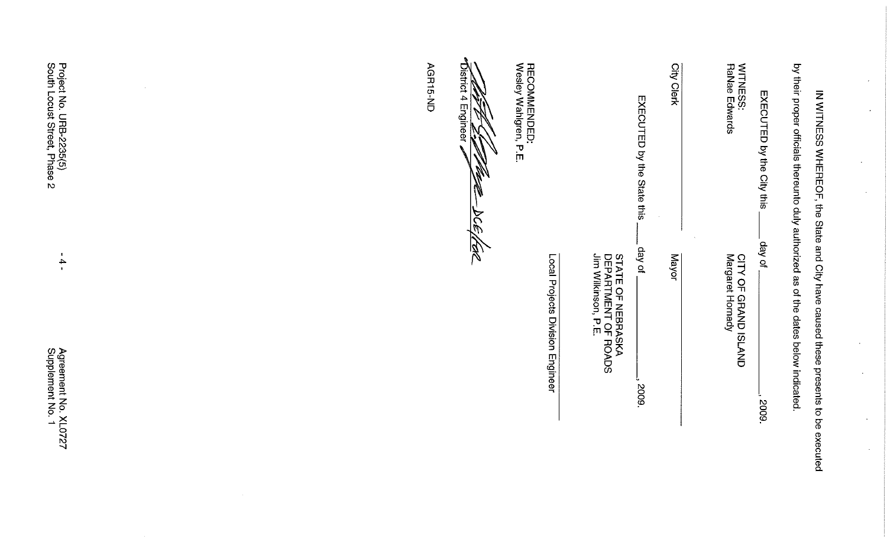IN WITNESS WHEREOF, the State and City have caused these presents to be executed by their proper officials thereunto duly authorized as of the dates below indicated.

EXECUTED by the City this ____ day of ________________, 2009.

WITNESS:
RaNae Edwards

______________________
City Clerk

CITY OF GRAND ISLAND
Margaret Hornady

______________________
Mayor

EXECUTED by the State this ____ day of ________________, 2009.

STATE OF NEBRASKA
DEPARTMENT OF ROADS
Jim Wilkinson, P.E.

______________________
Local Projects Division Engineer

RECOMMENDED:
Wesley Wahlgren, P.E.

______________________ DCE/for
District 4 Engineer

AGR15-ND

Project No. URB-2235(5)
South Locust Street, Phase 2

Agreement No. XL0727
Supplement No. 1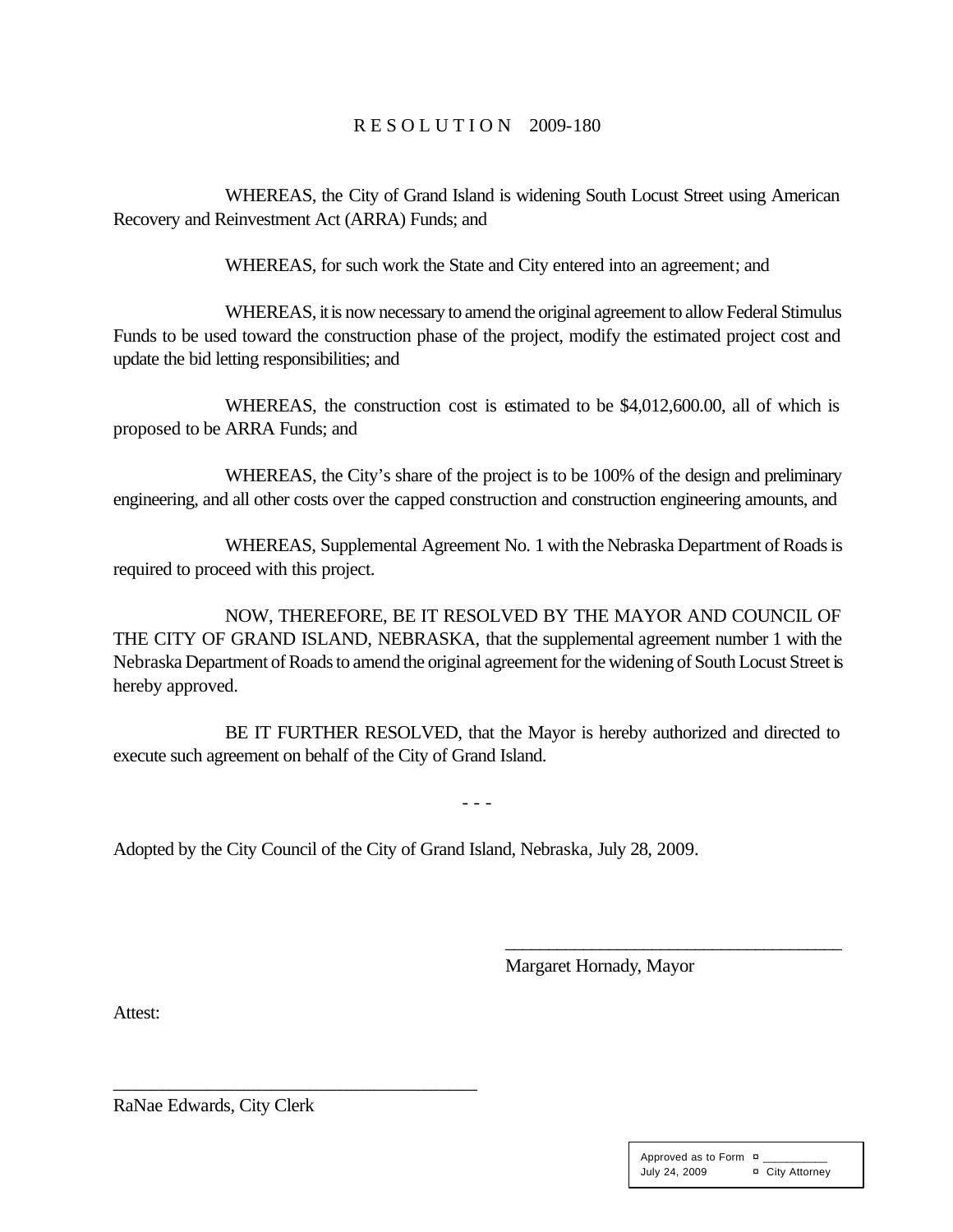# RESOLUTION 2009-180

WHEREAS, the City of Grand Island is widening South Locust Street using American Recovery and Reinvestment Act (ARRA) Funds; and

WHEREAS, for such work the State and City entered into an agreement; and

WHEREAS, it is now necessary to amend the original agreement to allow Federal Stimulus Funds to be used toward the construction phase of the project, modify the estimated project cost and update the bid letting responsibilities; and

WHEREAS, the construction cost is estimated to be $4,012,600.00, all of which is proposed to be ARRA Funds; and

WHEREAS, the City's share of the project is to be 100% of the design and preliminary engineering, and all other costs over the capped construction and construction engineering amounts, and

WHEREAS, Supplemental Agreement No. 1 with the Nebraska Department of Roads is required to proceed with this project.

NOW, THEREFORE, BE IT RESOLVED BY THE MAYOR AND COUNCIL OF THE CITY OF GRAND ISLAND, NEBRASKA, that the supplemental agreement number 1 with the Nebraska Department of Roads to amend the original agreement for the widening of South Locust Street is hereby approved.

BE IT FURTHER RESOLVED, that the Mayor is hereby authorized and directed to execute such agreement on behalf of the City of Grand Island.

- - -

Adopted by the City Council of the City of Grand Island, Nebraska, July 28, 2009.

_____________________________________
Margaret Hornady, Mayor

Attest:

_____________________________________
RaNae Edwards, City Clerk

| | |
|---|---|
| Approved as to Form ¤ | ___________ |
| July 24, 2009 | ¤ City Attorney |